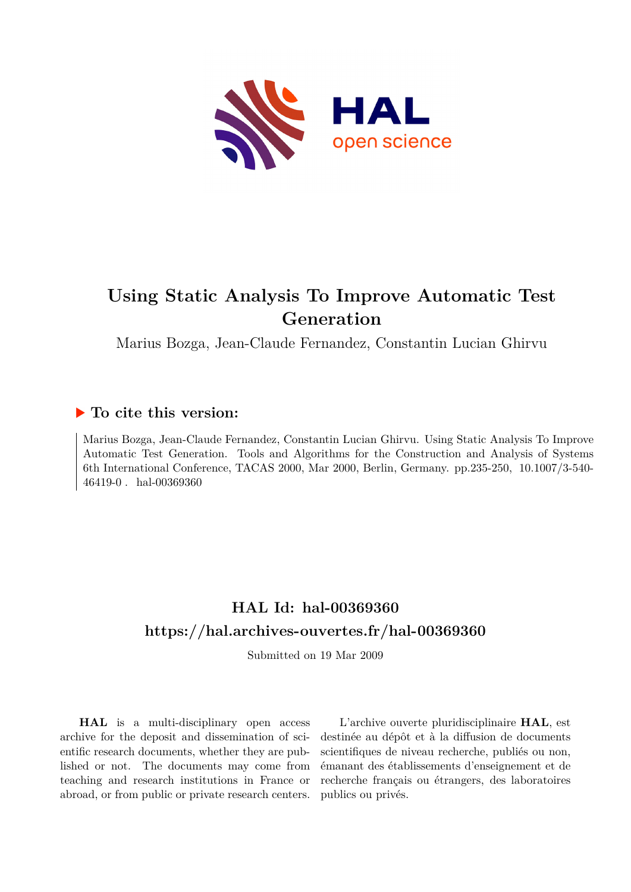# Using Static Analysis To Improve Automatic Test Generation

Marius Bozga, Jean-Claude Fernandez, Constantin Lucian Ghirvu

## ▶ To cite this version:

Marius Bozga, Jean-Claude Fernandez, Constantin Lucian Ghirvu. Using Static Analysis To Improve Automatic Test Generation. Tools and Algorithms for the Construction and Analysis of Systems 6th International Conference, TACAS 2000, Mar 2000, Berlin, Germany. pp.235-250, 10.1007/3-540-46419-0 . hal-00369360

## HAL Id: hal-00369360

## https://hal.archives-ouvertes.fr/hal-00369360

Submitted on 19 Mar 2009

**HAL** is a multi-disciplinary open access archive for the deposit and dissemination of scientific research documents, whether they are published or not. The documents may come from teaching and research institutions in France or abroad, or from public or private research centers.

L'archive ouverte pluridisciplinaire **HAL**, est destinée au dépôt et à la diffusion de documents scientifiques de niveau recherche, publiés ou non, émanant des établissements d'enseignement et de recherche français ou étrangers, des laboratoires publics ou privés.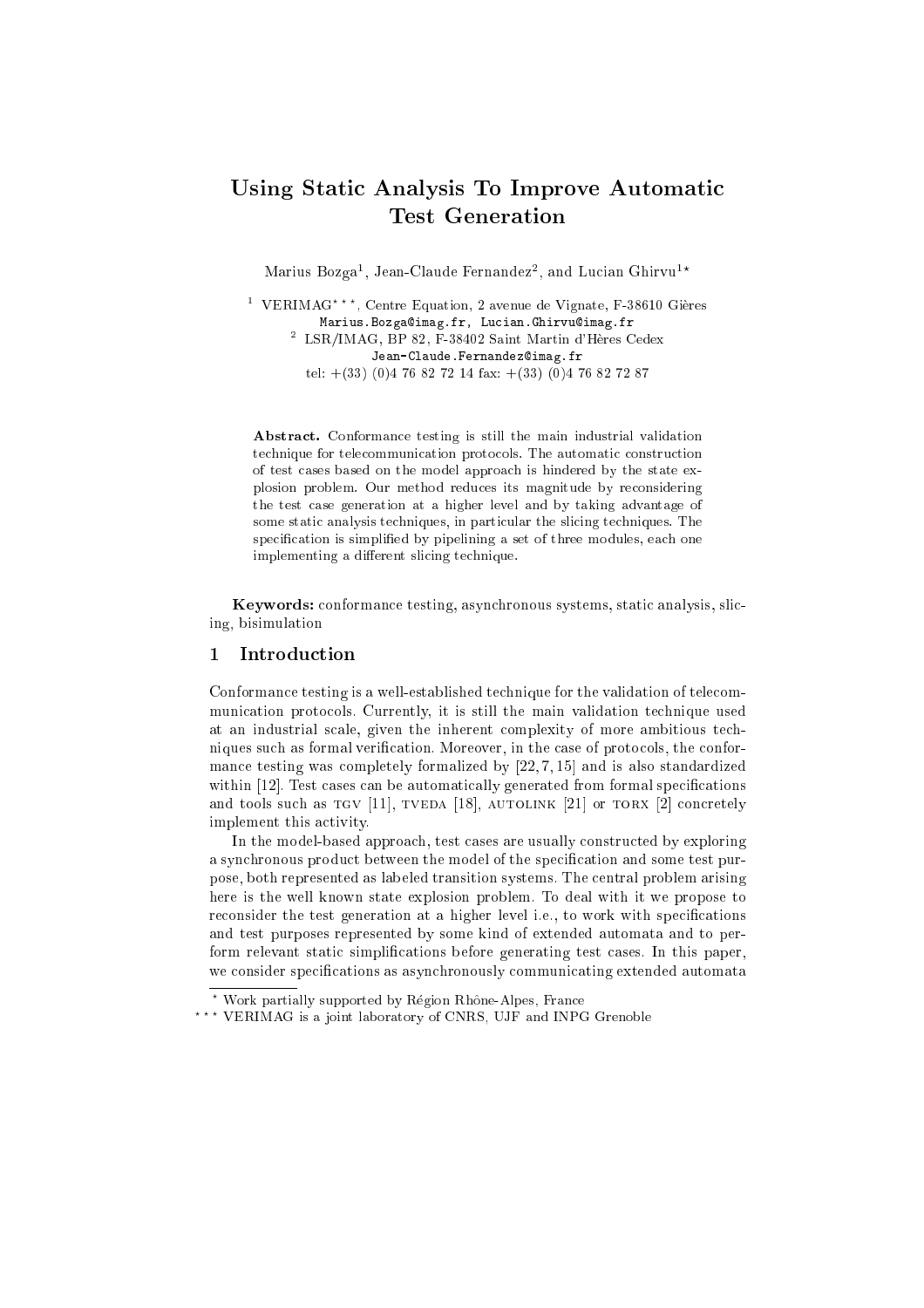# Using Static Analysis To Improve Automatic Test Generation

Marius Bozga[1], Jean-Claude Fernandez[2], and Lucian Ghirvu[1*]

[1] VERIMAG[***], Centre Equation, 2 avenue de Vignate, F-38610 Gières
Marius.Bozga@imag.fr, Lucian.Ghirvu@imag.fr
[2] LSR/IMAG, BP 82, F-38402 Saint Martin d'Hères Cedex
Jean-Claude.Fernandez@imag.fr
tel: +(33) (0)4 76 82 72 14 fax: +(33) (0)4 76 82 72 87

**Abstract.** Conformance testing is still the main industrial validation technique for telecommunication protocols. The automatic construction of test cases based on the model approach is hindered by the state explosion problem. Our method reduces its magnitude by reconsidering the test case generation at a higher level and by taking advantage of some static analysis techniques, in particular the slicing techniques. The specification is simplified by pipelining a set of three modules, each one implementing a different slicing technique.

**Keywords:** conformance testing, asynchronous systems, static analysis, slicing, bisimulation

## 1 Introduction

Conformance testing is a well-established technique for the validation of telecommunication protocols. Currently, it is still the main validation technique used at an industrial scale, given the inherent complexity of more ambitious techniques such as formal verification. Moreover, in the case of protocols, the conformance testing was completely formalized by [22, 7, 15] and is also standardized within [12]. Test cases can be automatically generated from formal specifications and tools such as TGV [11], TVEDA [18], AUTOLINK [21] or TORX [2] concretely implement this activity.

In the model-based approach, test cases are usually constructed by exploring a synchronous product between the model of the specification and some test purpose, both represented as labeled transition systems. The central problem arising here is the well known state explosion problem. To deal with it we propose to reconsider the test generation at a higher level i.e., to work with specifications and test purposes represented by some kind of extended automata and to perform relevant static simplifications before generating test cases. In this paper, we consider specifications as asynchronously communicating extended automata

* Work partially supported by Région Rhône-Alpes, France

*** VERIMAG is a joint laboratory of CNRS, UJF and INPG Grenoble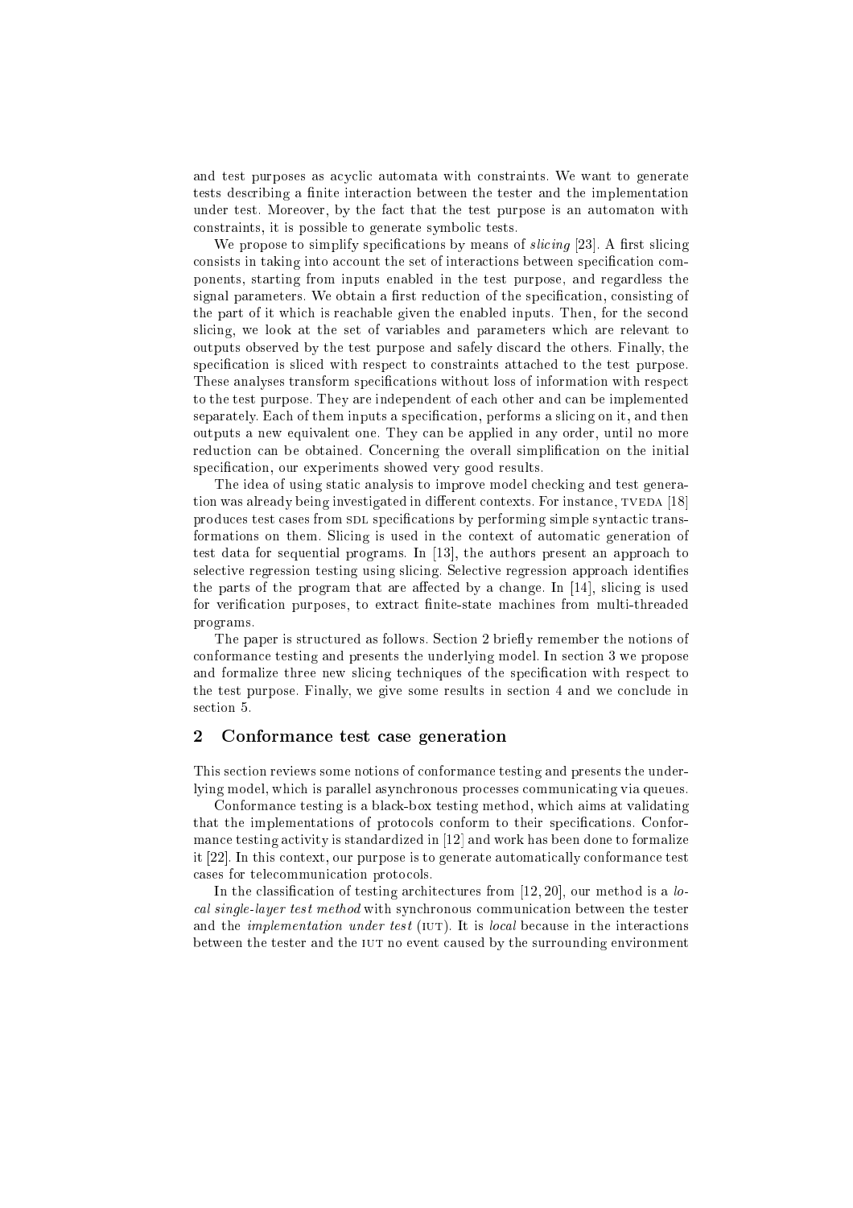and test purposes as acyclic automata with constraints. We want to generate tests describing a finite interaction between the tester and the implementation under test. Moreover, by the fact that the test purpose is an automaton with constraints, it is possible to generate symbolic tests.

We propose to simplify specifications by means of *slicing* [23]. A first slicing consists in taking into account the set of interactions between specification components, starting from inputs enabled in the test purpose, and regardless the signal parameters. We obtain a first reduction of the specification, consisting of the part of it which is reachable given the enabled inputs. Then, for the second slicing, we look at the set of variables and parameters which are relevant to outputs observed by the test purpose and safely discard the others. Finally, the specification is sliced with respect to constraints attached to the test purpose. These analyses transform specifications without loss of information with respect to the test purpose. They are independent of each other and can be implemented separately. Each of them inputs a specification, performs a slicing on it, and then outputs a new equivalent one. They can be applied in any order, until no more reduction can be obtained. Concerning the overall simplification on the initial specification, our experiments showed very good results.

The idea of using static analysis to improve model checking and test generation was already being investigated in different contexts. For instance, TVEDA [18] produces test cases from SDL specifications by performing simple syntactic transformations on them. Slicing is used in the context of automatic generation of test data for sequential programs. In [13], the authors present an approach to selective regression testing using slicing. Selective regression approach identifies the parts of the program that are affected by a change. In [14], slicing is used for verification purposes, to extract finite-state machines from multi-threaded programs.

The paper is structured as follows. Section 2 briefly remember the notions of conformance testing and presents the underlying model. In section 3 we propose and formalize three new slicing techniques of the specification with respect to the test purpose. Finally, we give some results in section 4 and we conclude in section 5.

## 2 Conformance test case generation

This section reviews some notions of conformance testing and presents the underlying model, which is parallel asynchronous processes communicating via queues.

Conformance testing is a black-box testing method, which aims at validating that the implementations of protocols conform to their specifications. Conformance testing activity is standardized in [12] and work has been done to formalize it [22]. In this context, our purpose is to generate automatically conformance test cases for telecommunication protocols.

In the classification of testing architectures from [12, 20], our method is a *local single-layer test method* with synchronous communication between the tester and the *implementation under test* (IUT). It is *local* because in the interactions between the tester and the IUT no event caused by the surrounding environment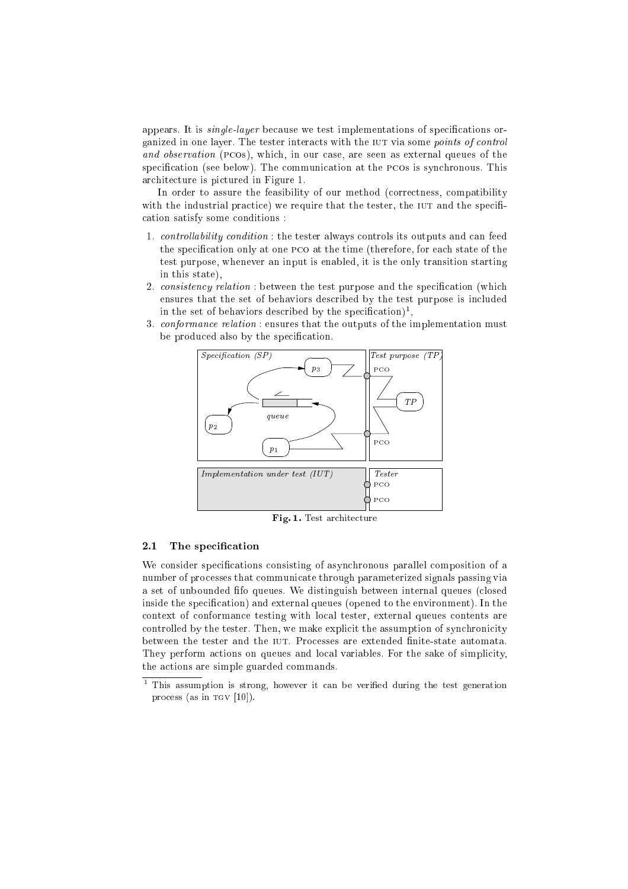appears. It is *single-layer* because we test implementations of specifications organized in one layer. The tester interacts with the IUT via some *points of control and observation* (PCOs), which, in our case, are seen as external queues of the specification (see below). The communication at the PCOs is synchronous. This architecture is pictured in Figure 1.

In order to assure the feasibility of our method (correctness, compatibility with the industrial practice) we require that the tester, the IUT and the specification satisfy some conditions :

1. *controllability condition* : the tester always controls its outputs and can feed the specification only at one PCO at the time (therefore, for each state of the test purpose, whenever an input is enabled, it is the only transition starting in this state),
2. *consistency relation* : between the test purpose and the specification (which ensures that the set of behaviors described by the test purpose is included in the set of behaviors described by the specification)[1],
3. *conformance relation* : ensures that the outputs of the implementation must be produced also by the specification.

**Fig. 1.** Test architecture

### 2.1 The specification

We consider specifications consisting of asynchronous parallel composition of a number of processes that communicate through parameterized signals passing via a set of unbounded fifo queues. We distinguish between internal queues (closed inside the specification) and external queues (opened to the environment). In the context of conformance testing with local tester, external queues contents are controlled by the tester. Then, we make explicit the assumption of synchronicity between the tester and the IUT. Processes are extended finite-state automata. They perform actions on queues and local variables. For the sake of simplicity, the actions are simple guarded commands.

[1] This assumption is strong, however it can be verified during the test generation process (as in TGV [10]).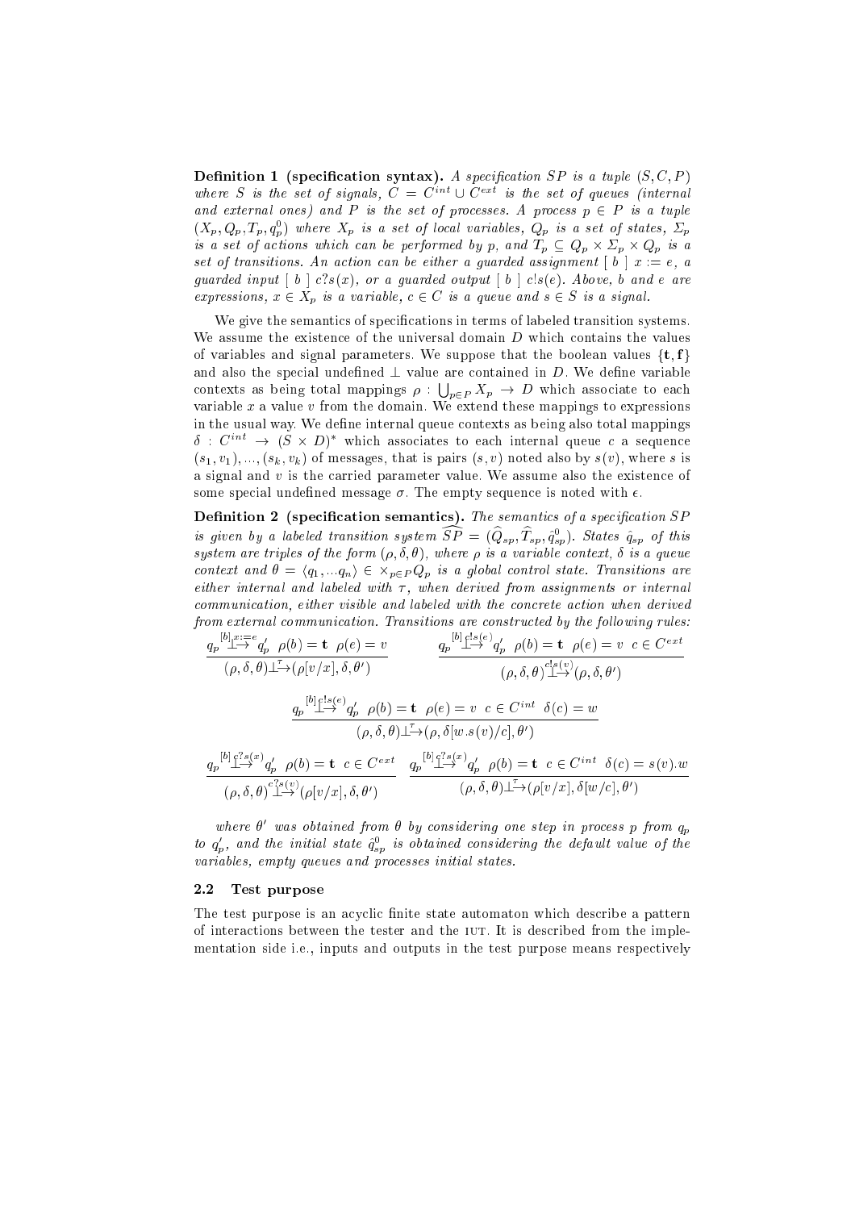**Definition 1 (specification syntax).** *A specification $SP$ is a tuple $(S, C, P)$ where $S$ is the set of signals, $C = C^{int} \cup C^{ext}$ is the set of queues (internal and external ones) and $P$ is the set of processes. A process $p \in P$ is a tuple $(X_p, Q_p, T_p, q_p^0)$ where $X_p$ is a set of local variables, $Q_p$ is a set of states, $\Sigma_p$ is a set of actions which can be performed by $p$, and $T_p \subseteq Q_p \times \Sigma_p \times Q_p$ is a set of transitions. An action can be either a guarded assignment $[\ b\ ]\ x := e$, a guarded input $[\ b\ ]\ c?s(x)$, or a guarded output $[\ b\ ]\ c!s(e)$. Above, $b$ and $e$ are expressions, $x \in X_p$ is a variable, $c \in C$ is a queue and $s \in S$ is a signal.*

We give the semantics of specifications in terms of labeled transition systems. We assume the existence of the universal domain $D$ which contains the values of variables and signal parameters. We suppose that the boolean values $\{\mathbf{t}, \mathbf{f}\}$ and also the special undefined $\bot$ value are contained in $D$. We define variable contexts as being total mappings $\rho : \bigcup_{p\in P} X_p \to D$ which associate to each variable $x$ a value $v$ from the domain. We extend these mappings to expressions in the usual way. We define internal queue contexts as being also total mappings $\delta : C^{int} \to (S \times D)^*$ which associates to each internal queue $c$ a sequence $(s_1, v_1), ..., (s_k, v_k)$ of messages, that is pairs $(s, v)$ noted also by $s(v)$, where $s$ is a signal and $v$ is the carried parameter value. We assume also the existence of some special undefined message $\sigma$. The empty sequence is noted with $\epsilon$.

**Definition 2 (specification semantics).** *The semantics of a specification $SP$ is given by a labeled transition system $\widehat{SP} = (\widehat{Q}_{sp}, \widehat{T}_{sp}, \hat{q}_{sp}^0)$. States $\hat{q}_{sp}$ of this system are triples of the form $(\rho, \delta, \theta)$, where $\rho$ is a variable context, $\delta$ is a queue context and $\theta = \langle q_1, ...q_n \rangle \in \times_{p\in P} Q_p$ is a global control state. Transitions are either internal and labeled with $\tau$, when derived from assignments or internal communication, either visible and labeled with the concrete action when derived from external communication. Transitions are constructed by the following rules:*

$$\frac{q_p \overset{[b]\,x:=e}{\longrightarrow} q_p' \quad \rho(b) = \mathbf{t} \quad \rho(e) = v}{(\rho, \delta, \theta) \overset{\tau}{\longrightarrow} (\rho[v/x], \delta, \theta')} \qquad \frac{q_p \overset{[b]\,c!s(e)}{\longrightarrow} q_p' \quad \rho(b) = \mathbf{t} \quad \rho(e) = v \quad c \in C^{ext}}{(\rho, \delta, \theta) \overset{c!s(v)}{\longrightarrow} (\rho, \delta, \theta')}$$

$$\frac{q_p \overset{[b]\,c!s(e)}{\longrightarrow} q_p' \quad \rho(b) = \mathbf{t} \quad \rho(e) = v \quad c \in C^{int} \quad \delta(c) = w}{(\rho, \delta, \theta) \overset{\tau}{\longrightarrow} (\rho, \delta[w.s(v)/c], \theta')}$$

$$\frac{q_p \overset{[b]\,c?s(x)}{\longrightarrow} q_p' \quad \rho(b) = \mathbf{t} \quad c \in C^{ext}}{(\rho, \delta, \theta) \overset{c?s(v)}{\longrightarrow} (\rho[v/x], \delta, \theta')} \qquad \frac{q_p \overset{[b]\,c?s(x)}{\longrightarrow} q_p' \quad \rho(b) = \mathbf{t} \quad c \in C^{int} \quad \delta(c) = s(v).w}{(\rho, \delta, \theta) \overset{\tau}{\longrightarrow} (\rho[v/x], \delta[w/c], \theta')}$$

*where $\theta'$ was obtained from $\theta$ by considering one step in process $p$ from $q_p$ to $q_p'$, and the initial state $\hat{q}_{sp}^0$ is obtained considering the default value of the variables, empty queues and processes initial states.*

### 2.2 Test purpose

The test purpose is an acyclic finite state automaton which describe a pattern of interactions between the tester and the IUT. It is described from the implementation side i.e., inputs and outputs in the test purpose means respectively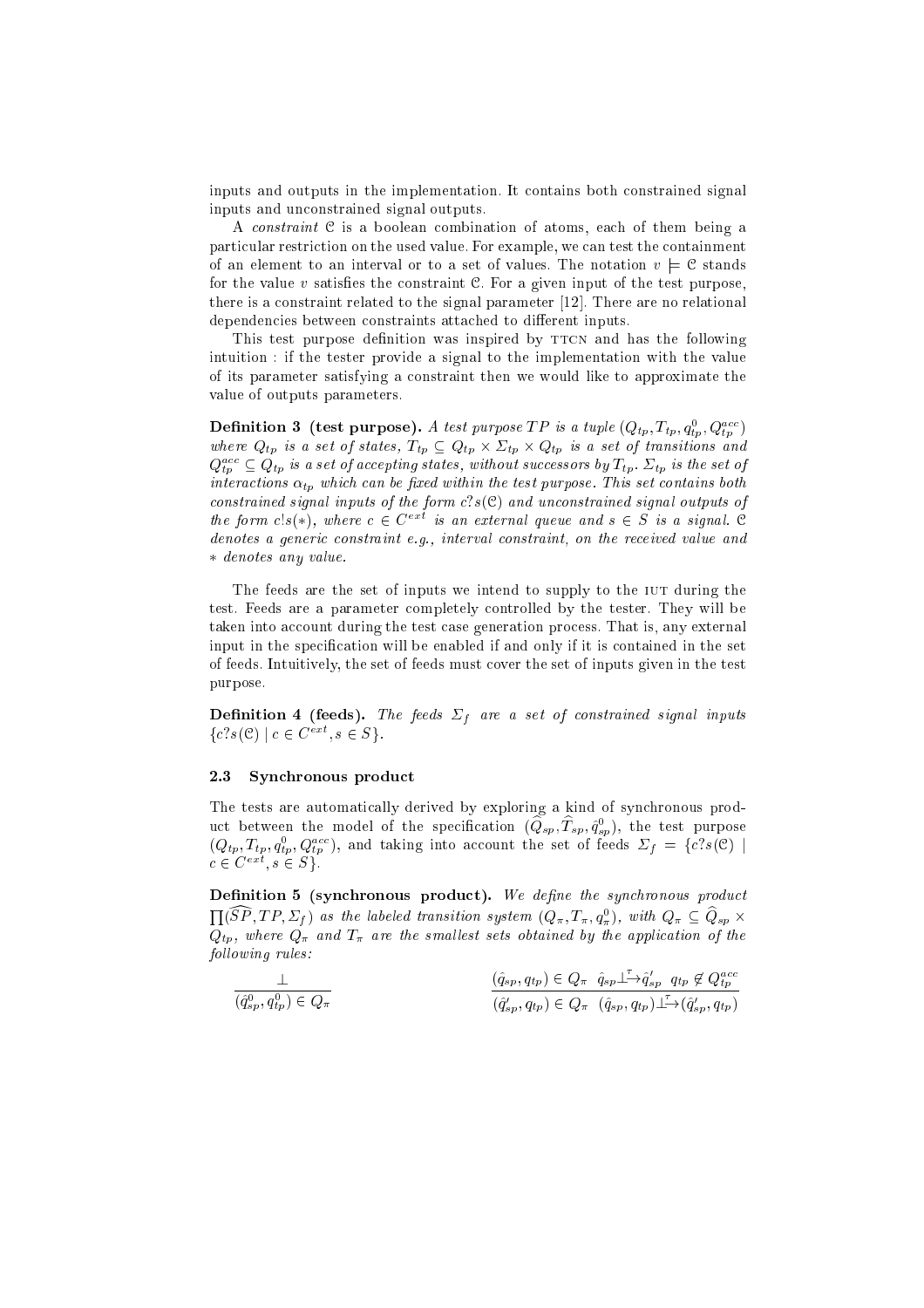inputs and outputs in the implementation. It contains both constrained signal inputs and unconstrained signal outputs.

A *constraint* $\mathcal{C}$ is a boolean combination of atoms, each of them being a particular restriction on the used value. For example, we can test the containment of an element to an interval or to a set of values. The notation $v \models \mathcal{C}$ stands for the value $v$ satisfies the constraint $\mathcal{C}$. For a given input of the test purpose, there is a constraint related to the signal parameter [12]. There are no relational dependencies between constraints attached to different inputs.

This test purpose definition was inspired by TTCN and has the following intuition : if the tester provide a signal to the implementation with the value of its parameter satisfying a constraint then we would like to approximate the value of outputs parameters.

**Definition 3 (test purpose).** *A test purpose $TP$ is a tuple $(Q_{tp}, T_{tp}, q^0_{tp}, Q^{acc}_{tp})$ where $Q_{tp}$ is a set of states, $T_{tp} \subseteq Q_{tp} \times \Sigma_{tp} \times Q_{tp}$ is a set of transitions and $Q^{acc}_{tp} \subseteq Q_{tp}$ is a set of accepting states, without successors by $T_{tp}$. $\Sigma_{tp}$ is the set of interactions $\alpha_{tp}$ which can be fixed within the test purpose. This set contains both constrained signal inputs of the form $c?s(\mathcal{C})$ and unconstrained signal outputs of the form $c!s(*)$, where $c \in C^{ext}$ is an external queue and $s \in S$ is a signal. $\mathcal{C}$ denotes a generic constraint e.g., interval constraint, on the received value and $*$ denotes any value.*

The feeds are the set of inputs we intend to supply to the IUT during the test. Feeds are a parameter completely controlled by the tester. They will be taken into account during the test case generation process. That is, any external input in the specification will be enabled if and only if it is contained in the set of feeds. Intuitively, the set of feeds must cover the set of inputs given in the test purpose.

**Definition 4 (feeds).** *The feeds $\Sigma_f$ are a set of constrained signal inputs $\{c?s(\mathcal{C}) \mid c \in C^{ext}, s \in S\}$.*

### 2.3 Synchronous product

The tests are automatically derived by exploring a kind of synchronous product between the model of the specification $(\widehat{Q}_{sp}, \widehat{T}_{sp}, \hat{q}^0_{sp})$, the test purpose $(Q_{tp}, T_{tp}, q^0_{tp}, Q^{acc}_{tp})$, and taking into account the set of feeds $\Sigma_f = \{c?s(\mathcal{C}) \mid c \in C^{ext}, s \in S\}$.

**Definition 5 (synchronous product).** *We define the synchronous product $\prod(\widehat{SP}, TP, \Sigma_f)$ as the labeled transition system $(Q_\pi, T_\pi, q^0_\pi)$, with $Q_\pi \subseteq \widehat{Q}_{sp} \times Q_{tp}$, where $Q_\pi$ and $T_\pi$ are the smallest sets obtained by the application of the following rules:*

$$\frac{\perp}{(\hat{q}^0_{sp}, q^0_{tp}) \in Q_\pi} \qquad\qquad \frac{(\hat{q}_{sp}, q_{tp}) \in Q_\pi \quad \hat{q}_{sp} \overset{\tau}{\underset{\perp}{\longrightarrow}} \hat{q}'_{sp} \quad q_{tp} \notin Q^{acc}_{tp}}{(\hat{q}'_{sp}, q_{tp}) \in Q_\pi \quad (\hat{q}_{sp}, q_{tp}) \overset{\tau}{\underset{\perp}{\longrightarrow}} (\hat{q}'_{sp}, q_{tp})}$$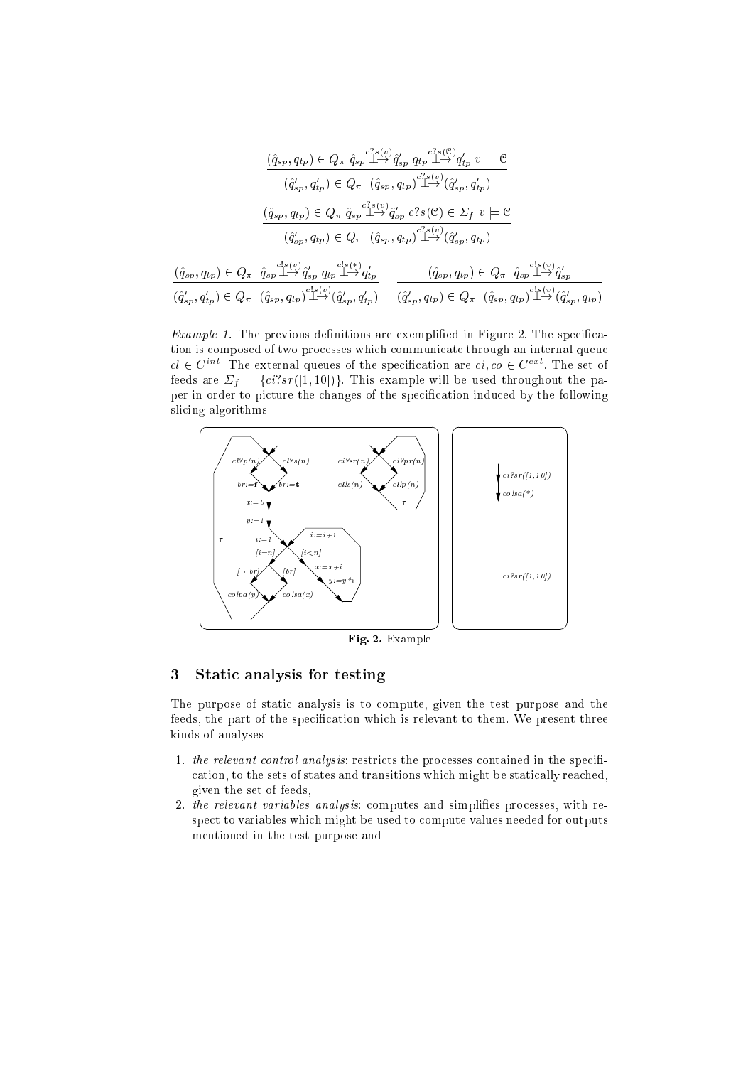$$\frac{(\hat{q}_{sp}, q_{tp}) \in Q_\pi \;\; \hat{q}_{sp} \overset{c?s(v)}{\longrightarrow} \hat{q}'_{sp} \;\; q_{tp} \overset{c?s(\mathcal{C})}{\longrightarrow} q'_{tp} \;\; v \models \mathcal{C}}{(\hat{q}'_{sp}, q'_{tp}) \in Q_\pi \;\; (\hat{q}_{sp}, q_{tp}) \overset{c?s(v)}{\longrightarrow} (\hat{q}'_{sp}, q'_{tp})}$$

$$\frac{(\hat{q}_{sp}, q_{tp}) \in Q_\pi \;\; \hat{q}_{sp} \overset{c?s(v)}{\longrightarrow} \hat{q}'_{sp} \;\; c?s(\mathcal{C}) \in \Sigma_f \;\; v \models \mathcal{C}}{(\hat{q}'_{sp}, q_{tp}) \in Q_\pi \;\; (\hat{q}_{sp}, q_{tp}) \overset{c?s(v)}{\longrightarrow} (\hat{q}'_{sp}, q_{tp})}$$

$$\frac{(\hat{q}_{sp}, q_{tp}) \in Q_\pi \;\; \hat{q}_{sp} \overset{c!s(v)}{\longrightarrow} \hat{q}'_{sp} \;\; q_{tp} \overset{c!s(*)}{\longrightarrow} q'_{tp}}{(\hat{q}'_{sp}, q'_{tp}) \in Q_\pi \;\; (\hat{q}_{sp}, q_{tp}) \overset{c!s(v)}{\longrightarrow} (\hat{q}'_{sp}, q'_{tp})} \qquad \frac{(\hat{q}_{sp}, q_{tp}) \in Q_\pi \;\; \hat{q}_{sp} \overset{c!s(v)}{\longrightarrow} \hat{q}'_{sp}}{(\hat{q}'_{sp}, q_{tp}) \in Q_\pi \;\; (\hat{q}_{sp}, q_{tp}) \overset{c!s(v)}{\longrightarrow} (\hat{q}'_{sp}, q_{tp})}$$

*Example 1.* The previous definitions are exemplified in Figure 2. The specification is composed of two processes which communicate through an internal queue $cl \in C^{int}$. The external queues of the specification are $ci, co \in C^{ext}$. The set of feeds are $\Sigma_f = \{ci?sr([1, 10])\}$. This example will be used throughout the paper in order to picture the changes of the specification induced by the following slicing algorithms.

**Fig. 2.** Example

## 3 Static analysis for testing

The purpose of static analysis is to compute, given the test purpose and the feeds, the part of the specification which is relevant to them. We present three kinds of analyses :

1. *the relevant control analysis*: restricts the processes contained in the specification, to the sets of states and transitions which might be statically reached, given the set of feeds,
2. *the relevant variables analysis*: computes and simplifies processes, with respect to variables which might be used to compute values needed for outputs mentioned in the test purpose and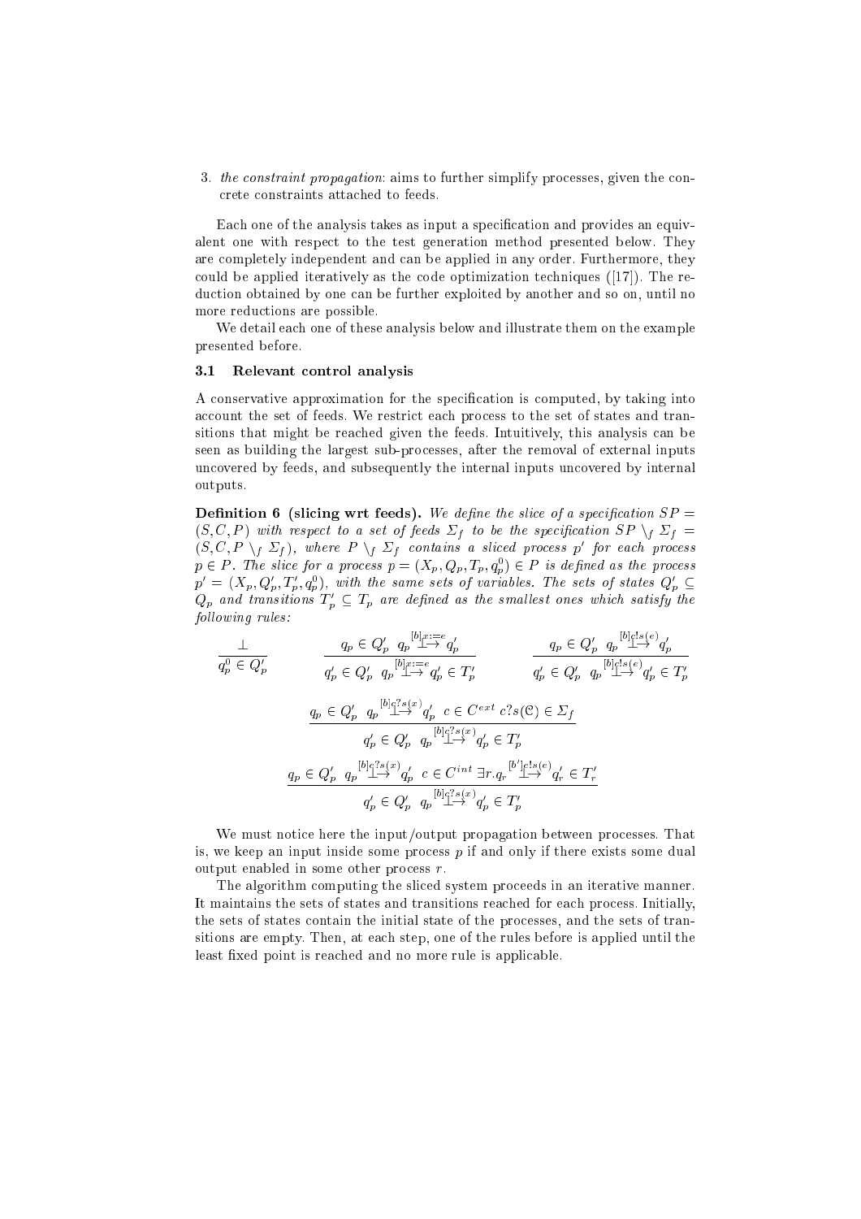3. *the constraint propagation*: aims to further simplify processes, given the concrete constraints attached to feeds.

Each one of the analysis takes as input a specification and provides an equivalent one with respect to the test generation method presented below. They are completely independent and can be applied in any order. Furthermore, they could be applied iteratively as the code optimization techniques ([17]). The reduction obtained by one can be further exploited by another and so on, until no more reductions are possible.

We detail each one of these analysis below and illustrate them on the example presented before.

### 3.1 Relevant control analysis

A conservative approximation for the specification is computed, by taking into account the set of feeds. We restrict each process to the set of states and transitions that might be reached given the feeds. Intuitively, this analysis can be seen as building the largest sub-processes, after the removal of external inputs uncovered by feeds, and subsequently the internal inputs uncovered by internal outputs.

**Definition 6 (slicing wrt feeds).** *We define the slice of a specification $SP = (S, C, P)$ with respect to a set of feeds $\Sigma_f$ to be the specification $SP \setminus_f \Sigma_f = (S, C, P \setminus_f \Sigma_f)$, where $P \setminus_f \Sigma_f$ contains a sliced process $p'$ for each process $p \in P$. The slice for a process $p = (X_p, Q_p, T_p, q_p^0) \in P$ is defined as the process $p' = (X_p, Q'_p, T'_p, q_p^0)$, with the same sets of variables. The sets of states $Q'_p \subseteq Q_p$ and transitions $T'_p \subseteq T_p$ are defined as the smallest ones which satisfy the following rules:*

$$\frac{\bot}{q_p^0 \in Q'_p} \qquad \frac{q_p \in Q'_p \;\; q_p \overset{[b]x:=e}{\longrightarrow} q'_p}{q'_p \in Q'_p \;\; q_p \overset{[b]x:=e}{\longrightarrow} q'_p \in T'_p} \qquad \frac{q_p \in Q'_p \;\; q_p \overset{[b]c!s(e)}{\longrightarrow} q'_p}{q'_p \in Q'_p \;\; q_p \overset{[b]c!s(e)}{\longrightarrow} q'_p \in T'_p}$$

$$\frac{q_p \in Q'_p \;\; q_p \overset{[b]c?s(x)}{\longrightarrow} q'_p \;\; c \in C^{ext} \;\; c?s(\mathcal{C}) \in \Sigma_f}{q'_p \in Q'_p \;\; q_p \overset{[b]c?s(x)}{\longrightarrow} q'_p \in T'_p}$$

$$\frac{q_p \in Q'_p \;\; q_p \overset{[b]c?s(x)}{\longrightarrow} q'_p \;\; c \in C^{int} \;\; \exists r. q_r \overset{[b']c!s(e)}{\longrightarrow} q'_r \in T'_r}{q'_p \in Q'_p \;\; q_p \overset{[b]c?s(x)}{\longrightarrow} q'_p \in T'_p}$$

We must notice here the input/output propagation between processes. That is, we keep an input inside some process $p$ if and only if there exists some dual output enabled in some other process $r$.

The algorithm computing the sliced system proceeds in an iterative manner. It maintains the sets of states and transitions reached for each process. Initially, the sets of states contain the initial state of the processes, and the sets of transitions are empty. Then, at each step, one of the rules before is applied until the least fixed point is reached and no more rule is applicable.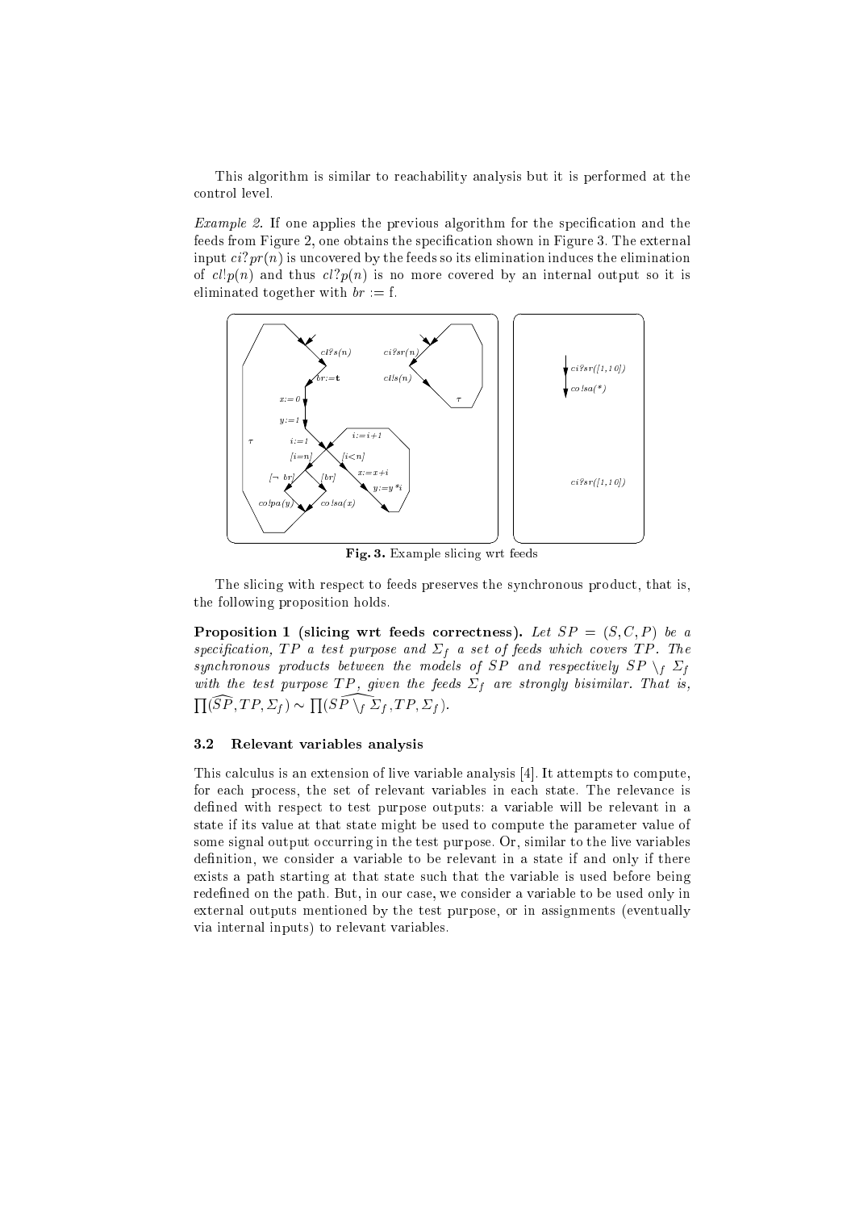This algorithm is similar to reachability analysis but it is performed at the control level.

*Example 2.* If one applies the previous algorithm for the specification and the feeds from Figure 2, one obtains the specification shown in Figure 3. The external input $ci?pr(n)$ is uncovered by the feeds so its elimination induces the elimination of $cl!p(n)$ and thus $cl?p(n)$ is no more covered by an internal output so it is eliminated together with $br :=$ f.

**Fig. 3.** Example slicing wrt feeds

The slicing with respect to feeds preserves the synchronous product, that is, the following proposition holds.

**Proposition 1 (slicing wrt feeds correctness).** *Let $SP = (S, C, P)$ be a specification, $TP$ a test purpose and $\Sigma_f$ a set of feeds which covers $TP$. The synchronous products between the models of $SP$ and respectively $SP \setminus_f \Sigma_f$ with the test purpose $TP$, given the feeds $\Sigma_f$ are strongly bisimilar. That is,* $\prod(\widehat{SP}, TP, \Sigma_f) \sim \prod(\widehat{SP \setminus_f \Sigma_f}, TP, \Sigma_f)$.

### 3.2 Relevant variables analysis

This calculus is an extension of live variable analysis [4]. It attempts to compute, for each process, the set of relevant variables in each state. The relevance is defined with respect to test purpose outputs: a variable will be relevant in a state if its value at that state might be used to compute the parameter value of some signal output occurring in the test purpose. Or, similar to the live variables definition, we consider a variable to be relevant in a state if and only if there exists a path starting at that state such that the variable is used before being redefined on the path. But, in our case, we consider a variable to be used only in external outputs mentioned by the test purpose, or in assignments (eventually via internal inputs) to relevant variables.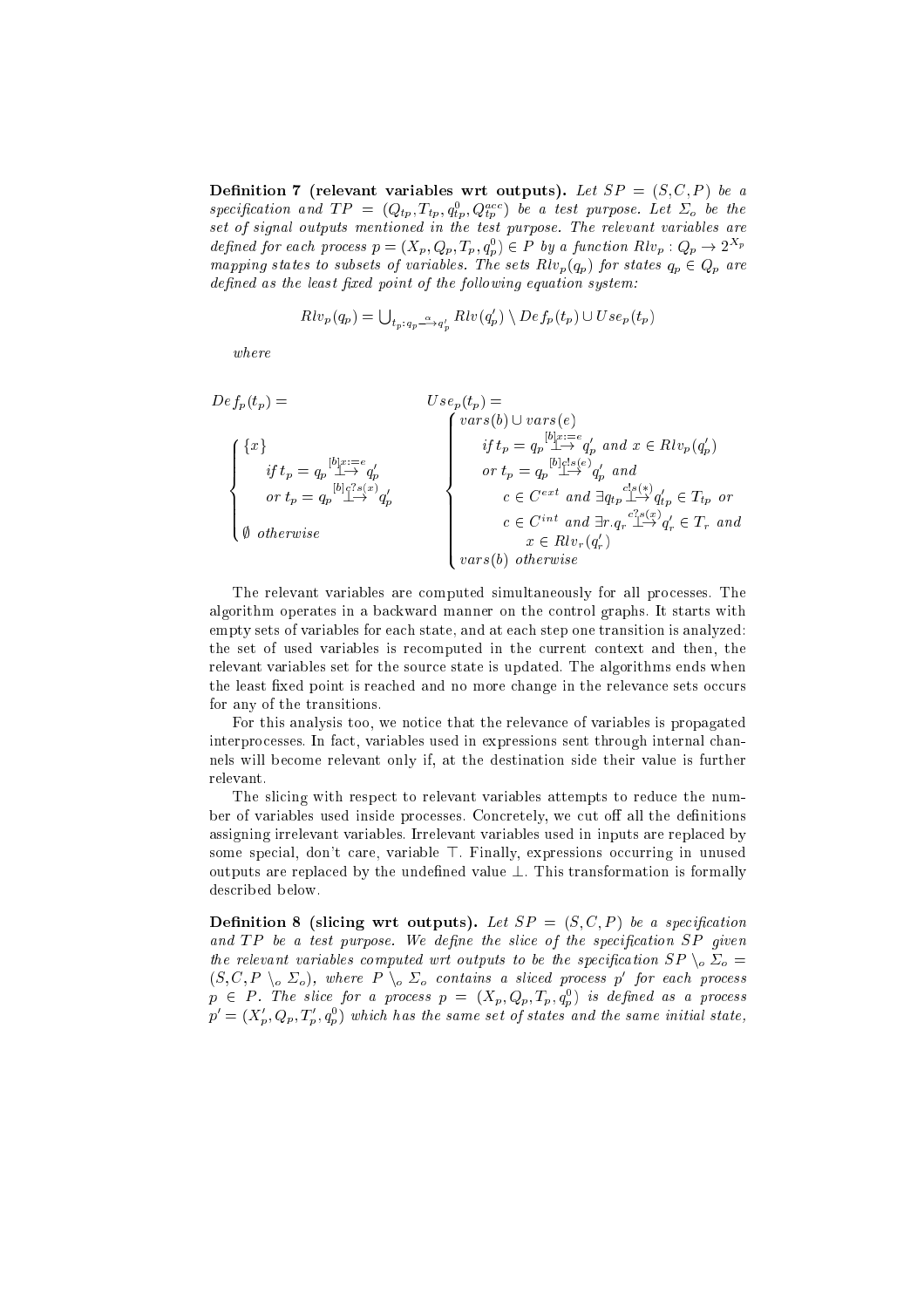**Definition 7 (relevant variables wrt outputs).** *Let $SP = (S, C, P)$ be a specification and $TP = (Q_{tp}, T_{tp}, q^0_{tp}, Q^{acc}_{tp})$ be a test purpose. Let $\Sigma_o$ be the set of signal outputs mentioned in the test purpose. The relevant variables are defined for each process $p = (X_p, Q_p, T_p, q^0_p) \in P$ by a function $Rlv_p : Q_p \to 2^{X_p}$ mapping states to subsets of variables. The sets $Rlv_p(q_p)$ for states $q_p \in Q_p$ are defined as the least fixed point of the following equation system:*

$$Rlv_p(q_p) = \bigcup_{t_p : q_p \xrightarrow{\alpha} q'_p} Rlv(q'_p) \setminus Def_p(t_p) \cup Use_p(t_p)$$

*where*

$$Def_p(t_p) = \begin{cases} \{x\} \\ \quad \text{if } t_p = q_p \overset{[b]x:=e}{\longrightarrow} q'_p \\ \quad \text{or } t_p = q_p \overset{[b]c?s(x)}{\longrightarrow} q'_p \\ \emptyset \ \text{otherwise} \end{cases} \qquad Use_p(t_p) = \begin{cases} vars(b) \cup vars(e) \\ \quad \text{if } t_p = q_p \overset{[b]x:=e}{\longrightarrow} q'_p \text{ and } x \in Rlv_p(q'_p) \\ \quad \text{or } t_p = q_p \overset{[b]c!s(e)}{\longrightarrow} q'_p \text{ and} \\ \quad\quad c \in C^{ext} \text{ and } \exists q_{tp} \overset{c!s(*)}{\longrightarrow} q'_{tp} \in T_{tp} \text{ or} \\ \quad\quad c \in C^{int} \text{ and } \exists r. q_r \overset{c?s(x)}{\longrightarrow} q'_r \in T_r \text{ and} \\ \quad\quad\quad x \in Rlv_r(q'_r) \\ vars(b) \ \text{otherwise} \end{cases}$$

The relevant variables are computed simultaneously for all processes. The algorithm operates in a backward manner on the control graphs. It starts with empty sets of variables for each state, and at each step one transition is analyzed: the set of used variables is recomputed in the current context and then, the relevant variables set for the source state is updated. The algorithms ends when the least fixed point is reached and no more change in the relevance sets occurs for any of the transitions.

For this analysis too, we notice that the relevance of variables is propagated interprocesses. In fact, variables used in expressions sent through internal channels will become relevant only if, at the destination side their value is further relevant.

The slicing with respect to relevant variables attempts to reduce the number of variables used inside processes. Concretely, we cut off all the definitions assigning irrelevant variables. Irrelevant variables used in inputs are replaced by some special, don't care, variable $\top$. Finally, expressions occurring in unused outputs are replaced by the undefined value $\bot$. This transformation is formally described below.

**Definition 8 (slicing wrt outputs).** *Let $SP = (S, C, P)$ be a specification and $TP$ be a test purpose. We define the slice of the specification $SP$ given the relevant variables computed wrt outputs to be the specification $SP \setminus_o \Sigma_o = (S, C, P \setminus_o \Sigma_o)$, where $P \setminus_o \Sigma_o$ contains a sliced process $p'$ for each process $p \in P$. The slice for a process $p = (X_p, Q_p, T_p, q^0_p)$ is defined as a process $p' = (X'_p, Q_p, T'_p, q^0_p)$ which has the same set of states and the same initial state,*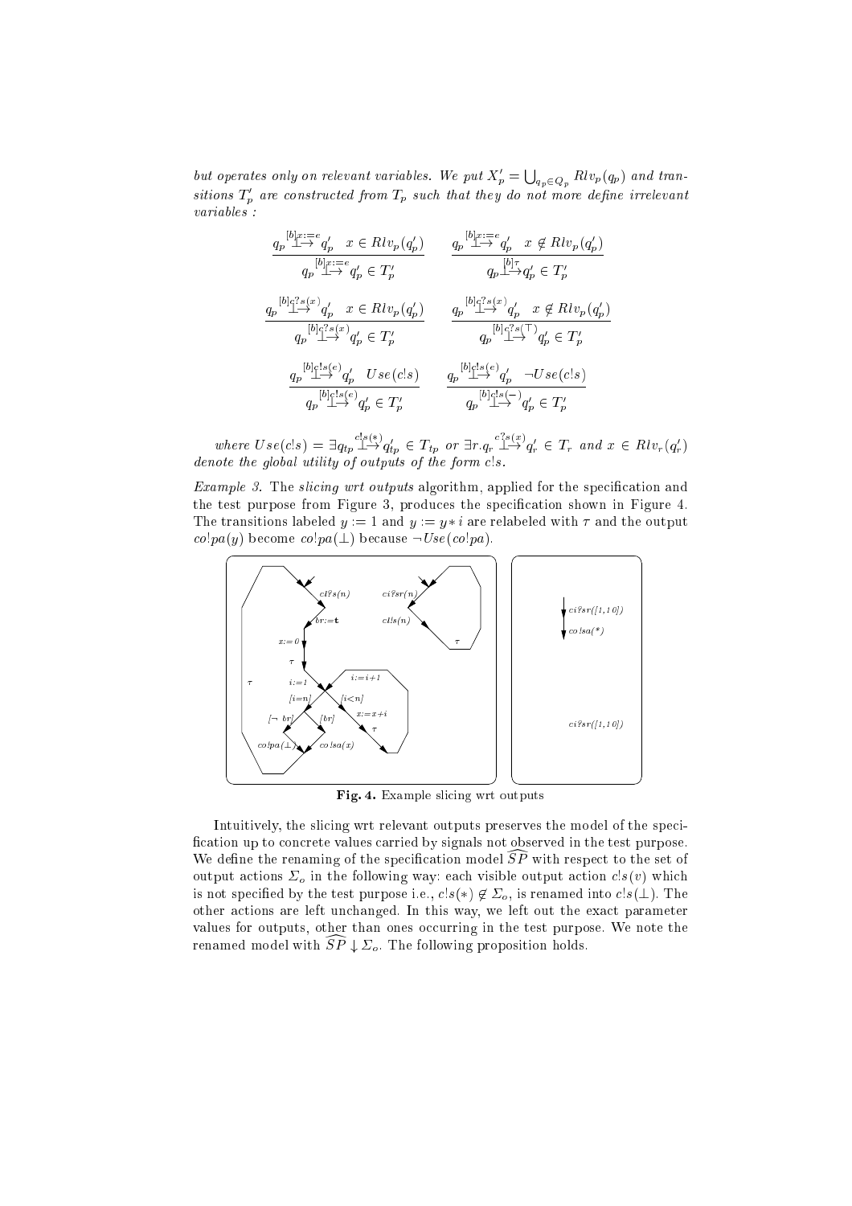*but operates only on relevant variables. We put* $X'_p = \bigcup_{q_p \in Q_p} Rlv_p(q_p)$ *and transitions* $T'_p$ *are constructed from* $T_p$ *such that they do not more define irrelevant variables :*

$$\frac{q_p \overset{[b]x:=e}{\longrightarrow} q'_p \quad x \in Rlv_p(q'_p)}{q_p \overset{[b]x:=e}{\longrightarrow} q'_p \in T'_p} \qquad \frac{q_p \overset{[b]x:=e}{\longrightarrow} q'_p \quad x \notin Rlv_p(q'_p)}{q_p \overset{[b]\tau}{\longrightarrow} q'_p \in T'_p}$$

$$\frac{q_p \overset{[b]c?s(x)}{\longrightarrow} q'_p \quad x \in Rlv_p(q'_p)}{q_p \overset{[b]c?s(x)}{\longrightarrow} q'_p \in T'_p} \qquad \frac{q_p \overset{[b]c?s(x)}{\longrightarrow} q'_p \quad x \notin Rlv_p(q'_p)}{q_p \overset{[b]c?s(\top)}{\longrightarrow} q'_p \in T'_p}$$

$$\frac{q_p \overset{[b]c!s(e)}{\longrightarrow} q'_p \quad Use(c!s)}{q_p \overset{[b]c!s(e)}{\longrightarrow} q'_p \in T'_p} \qquad \frac{q_p \overset{[b]c!s(e)}{\longrightarrow} q'_p \quad \neg Use(c!s)}{q_p \overset{[b]c!s(-)}{\longrightarrow} q'_p \in T'_p}$$

*where* $Use(c!s) = \exists q_{tp} \overset{c!s(*)}{\longrightarrow} q'_{tp} \in T_{tp}$ *or* $\exists r. q_r \overset{c?s(x)}{\longrightarrow} q'_r \in T_r$ *and* $x \in Rlv_r(q'_r)$ *denote the global utility of outputs of the form* $c!s$.

*Example 3.* The *slicing wrt outputs* algorithm, applied for the specification and the test purpose from Figure 3, produces the specification shown in Figure 4. The transitions labeled $y := 1$ and $y := y * i$ are relabeled with $\tau$ and the output $co!pa(y)$ become $co!pa(\bot)$ because $\neg Use(co!pa)$.

**Fig. 4.** Example slicing wrt outputs

Intuitively, the slicing wrt relevant outputs preserves the model of the specification up to concrete values carried by signals not observed in the test purpose. We define the renaming of the specification model $\widehat{SP}$ with respect to the set of output actions $\Sigma_o$ in the following way: each visible output action $c!s(v)$ which is not specified by the test purpose i.e., $c!s(*) \notin \Sigma_o$, is renamed into $c!s(\bot)$. The other actions are left unchanged. In this way, we left out the exact parameter values for outputs, other than ones occurring in the test purpose. We note the renamed model with $\widehat{SP} \downarrow \Sigma_o$. The following proposition holds.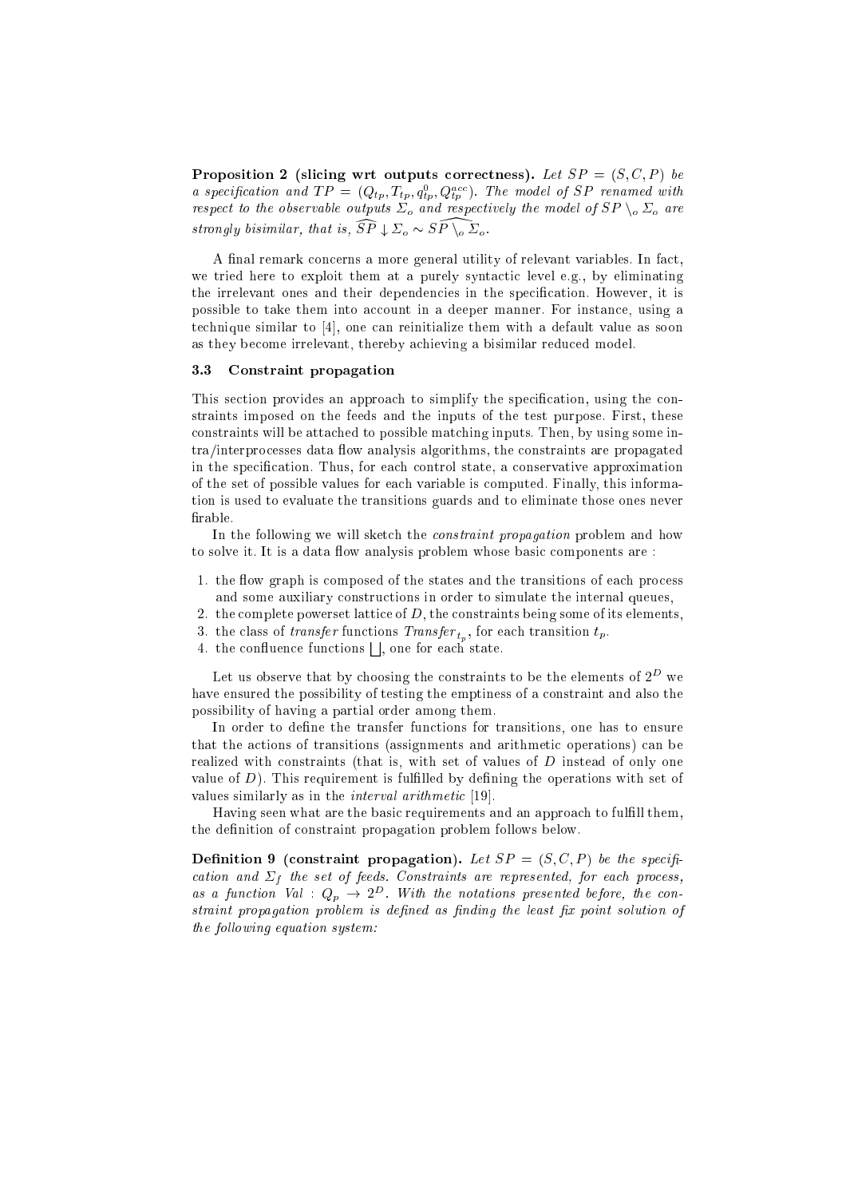**Proposition 2 (slicing wrt outputs correctness).** *Let $SP = (S, C, P)$ be a specification and $TP = (Q_{tp}, T_{tp}, q^0_{tp}, Q^{acc}_{tp})$. The model of $SP$ renamed with respect to the observable outputs $\Sigma_o$ and respectively the model of $SP \setminus_o \Sigma_o$ are strongly bisimilar, that is, $\widehat{SP} \downarrow \Sigma_o \sim \widehat{SP \setminus_o \Sigma_o}$.*

A final remark concerns a more general utility of relevant variables. In fact, we tried here to exploit them at a purely syntactic level e.g., by eliminating the irrelevant ones and their dependencies in the specification. However, it is possible to take them into account in a deeper manner. For instance, using a technique similar to [4], one can reinitialize them with a default value as soon as they become irrelevant, thereby achieving a bisimilar reduced model.

### 3.3 Constraint propagation

This section provides an approach to simplify the specification, using the constraints imposed on the feeds and the inputs of the test purpose. First, these constraints will be attached to possible matching inputs. Then, by using some intra/interprocesses data flow analysis algorithms, the constraints are propagated in the specification. Thus, for each control state, a conservative approximation of the set of possible values for each variable is computed. Finally, this information is used to evaluate the transitions guards and to eliminate those ones never firable.

In the following we will sketch the *constraint propagation* problem and how to solve it. It is a data flow analysis problem whose basic components are :

1. the flow graph is composed of the states and the transitions of each process and some auxiliary constructions in order to simulate the internal queues,
2. the complete powerset lattice of $D$, the constraints being some of its elements,
3. the class of *transfer* functions $Transfer_{t_p}$, for each transition $t_p$.
4. the confluence functions $\bigsqcup$, one for each state.

Let us observe that by choosing the constraints to be the elements of $2^D$ we have ensured the possibility of testing the emptiness of a constraint and also the possibility of having a partial order among them.

In order to define the transfer functions for transitions, one has to ensure that the actions of transitions (assignments and arithmetic operations) can be realized with constraints (that is, with set of values of $D$ instead of only one value of $D$). This requirement is fulfilled by defining the operations with set of values similarly as in the *interval arithmetic* [19].

Having seen what are the basic requirements and an approach to fulfill them, the definition of constraint propagation problem follows below.

**Definition 9 (constraint propagation).** *Let $SP = (S, C, P)$ be the specification and $\Sigma_f$ the set of feeds. Constraints are represented, for each process, as a function $Val : Q_p \to 2^D$. With the notations presented before, the constraint propagation problem is defined as finding the least fix point solution of the following equation system:*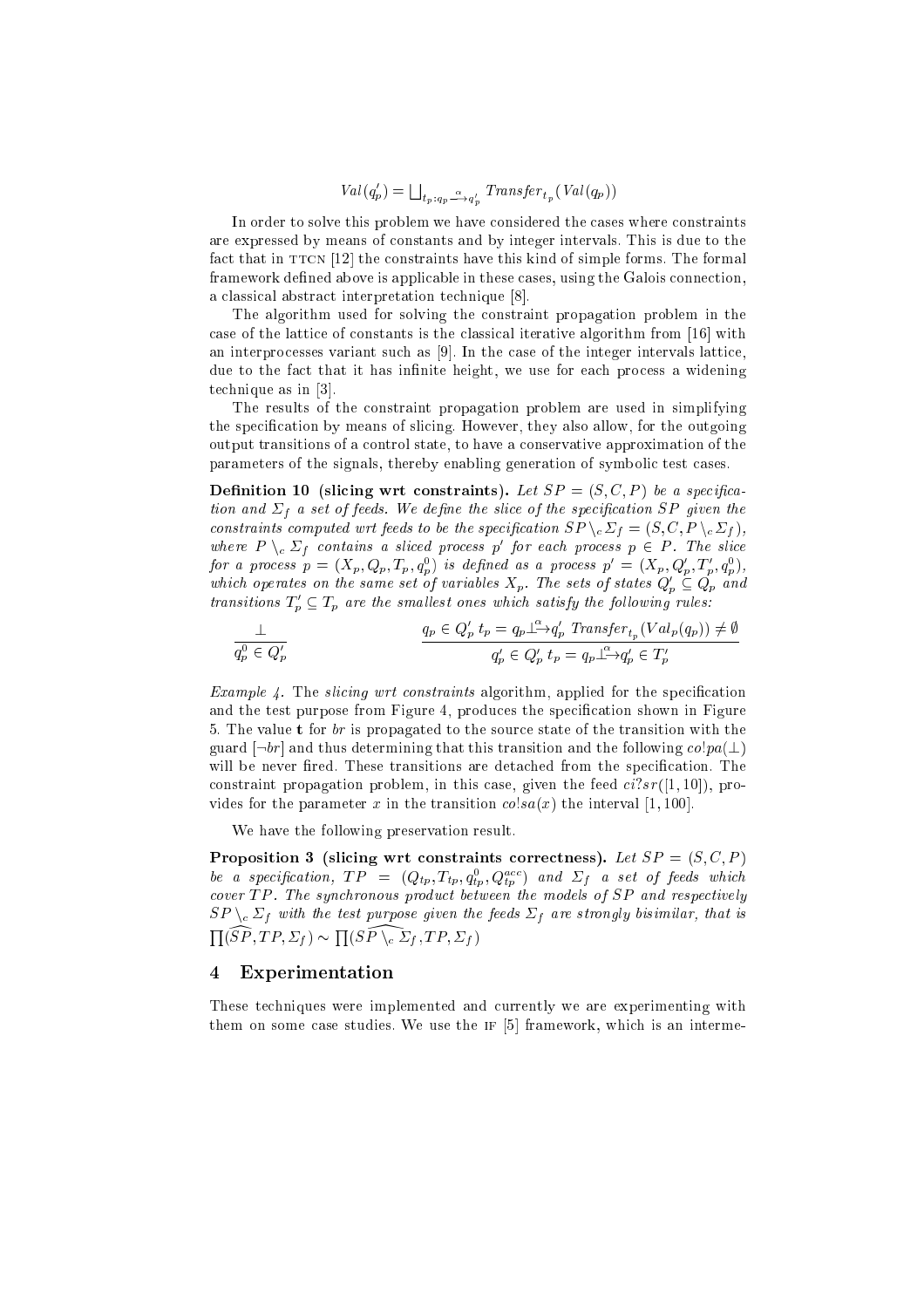$$Val(q_p') = \bigsqcup_{t_p : q_p \xrightarrow{\alpha} q_p'} Transfer_{t_p}(Val(q_p))$$

In order to solve this problem we have considered the cases where constraints are expressed by means of constants and by integer intervals. This is due to the fact that in TTCN [12] the constraints have this kind of simple forms. The formal framework defined above is applicable in these cases, using the Galois connection, a classical abstract interpretation technique [8].

The algorithm used for solving the constraint propagation problem in the case of the lattice of constants is the classical iterative algorithm from [16] with an interprocesses variant such as [9]. In the case of the integer intervals lattice, due to the fact that it has infinite height, we use for each process a widening technique as in [3].

The results of the constraint propagation problem are used in simplifying the specification by means of slicing. However, they also allow, for the outgoing output transitions of a control state, to have a conservative approximation of the parameters of the signals, thereby enabling generation of symbolic test cases.

**Definition 10 (slicing wrt constraints).** *Let $SP = (S, C, P)$ be a specification and $\Sigma_f$ a set of feeds. We define the slice of the specification $SP$ given the constraints computed wrt feeds to be the specification $SP \setminus_c \Sigma_f = (S, C, P \setminus_c \Sigma_f)$, where $P \setminus_c \Sigma_f$ contains a sliced process $p'$ for each process $p \in P$. The slice for a process $p = (X_p, Q_p, T_p, q_p^0)$ is defined as a process $p' = (X_p, Q_p', T_p', q_p^0)$, which operates on the same set of variables $X_p$. The sets of states $Q_p' \subseteq Q_p$ and transitions $T_p' \subseteq T_p$ are the smallest ones which satisfy the following rules:*

$$\frac{\perp}{q_p^0 \in Q_p'} \qquad \frac{q_p \in Q_p' \;\; t_p = q_p \xrightarrow{\alpha}_{\perp} q_p' \;\; Transfer_{t_p}(Val_p(q_p)) \neq \emptyset}{q_p' \in Q_p' \;\; t_p = q_p \xrightarrow{\alpha}_{\perp} q_p' \in T_p'}$$

*Example 4.* The *slicing wrt constraints* algorithm, applied for the specification and the test purpose from Figure 4, produces the specification shown in Figure 5. The value **t** for $br$ is propagated to the source state of the transition with the guard $[\neg br]$ and thus determining that this transition and the following $co!pa(\perp)$ will be never fired. These transitions are detached from the specification. The constraint propagation problem, in this case, given the feed $ci?sr([1,10])$, provides for the parameter $x$ in the transition $co!sa(x)$ the interval $[1, 100]$.

We have the following preservation result.

**Proposition 3 (slicing wrt constraints correctness).** *Let $SP = (S, C, P)$ be a specification, $TP = (Q_{tp}, T_{tp}, q_{tp}^0, Q_{tp}^{acc})$ and $\Sigma_f$ a set of feeds which cover $TP$. The synchronous product between the models of $SP$ and respectively $SP \setminus_c \Sigma_f$ with the test purpose given the feeds $\Sigma_f$ are strongly bisimilar, that is $\prod(\widehat{SP}, TP, \Sigma_f) \sim \prod(\widehat{SP \setminus_c \Sigma_f}, TP, \Sigma_f)$*

## 4 Experimentation

These techniques were implemented and currently we are experimenting with them on some case studies. We use the IF [5] framework, which is an interme-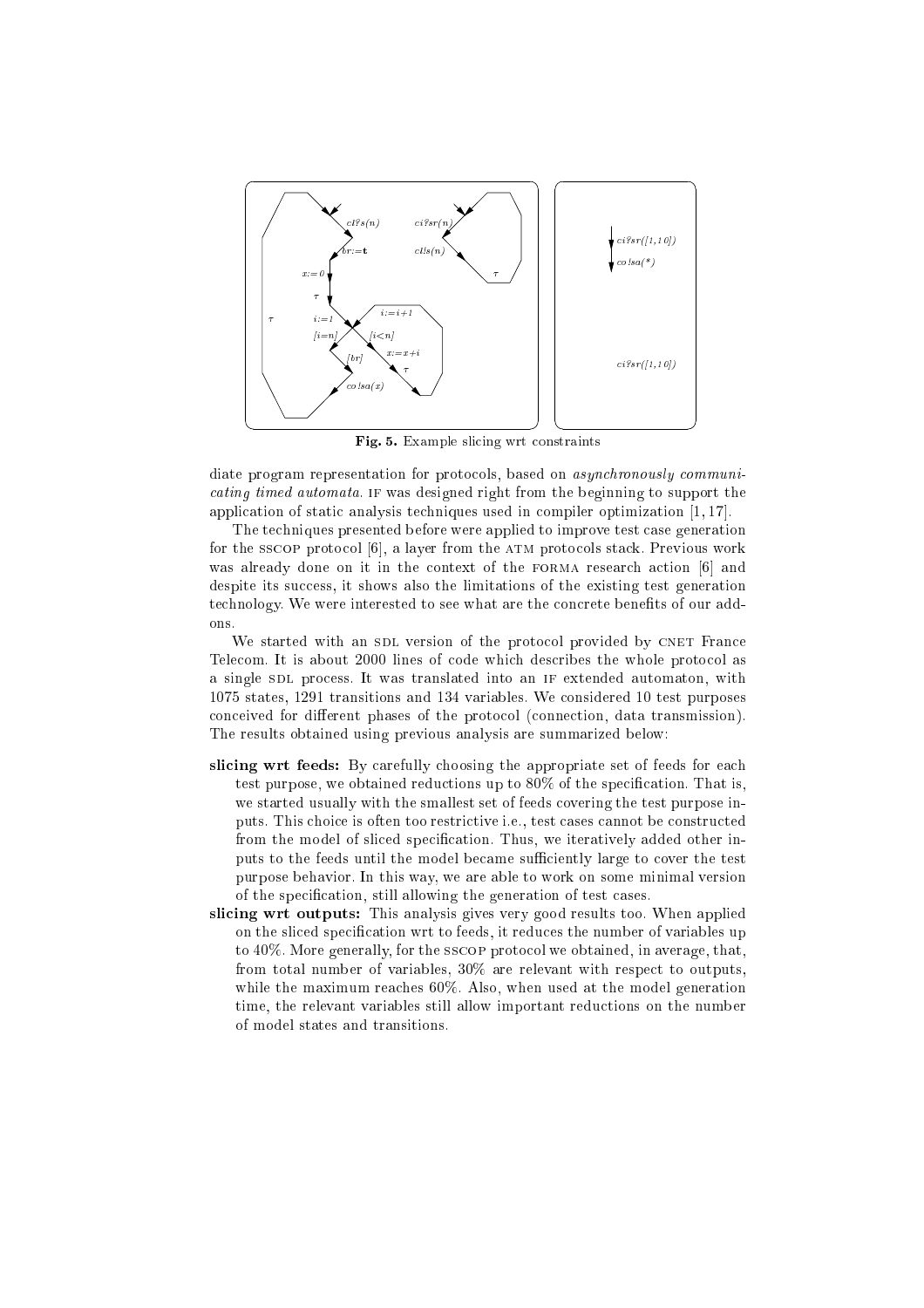Fig. 5. Example slicing wrt constraints

diate program representation for protocols, based on *asynchronously communicating timed automata*. IF was designed right from the beginning to support the application of static analysis techniques used in compiler optimization [1, 17].

The techniques presented before were applied to improve test case generation for the SSCOP protocol [6], a layer from the ATM protocols stack. Previous work was already done on it in the context of the FORMA research action [6] and despite its success, it shows also the limitations of the existing test generation technology. We were interested to see what are the concrete benefits of our add-ons.

We started with an SDL version of the protocol provided by CNET France Telecom. It is about 2000 lines of code which describes the whole protocol as a single SDL process. It was translated into an IF extended automaton, with 1075 states, 1291 transitions and 134 variables. We considered 10 test purposes conceived for different phases of the protocol (connection, data transmission). The results obtained using previous analysis are summarized below:

- **slicing wrt feeds:** By carefully choosing the appropriate set of feeds for each test purpose, we obtained reductions up to 80% of the specification. That is, we started usually with the smallest set of feeds covering the test purpose inputs. This choice is often too restrictive i.e., test cases cannot be constructed from the model of sliced specification. Thus, we iteratively added other inputs to the feeds until the model became sufficiently large to cover the test purpose behavior. In this way, we are able to work on some minimal version of the specification, still allowing the generation of test cases.
- **slicing wrt outputs:** This analysis gives very good results too. When applied on the sliced specification wrt to feeds, it reduces the number of variables up to 40%. More generally, for the SSCOP protocol we obtained, in average, that, from total number of variables, 30% are relevant with respect to outputs, while the maximum reaches 60%. Also, when used at the model generation time, the relevant variables still allow important reductions on the number of model states and transitions.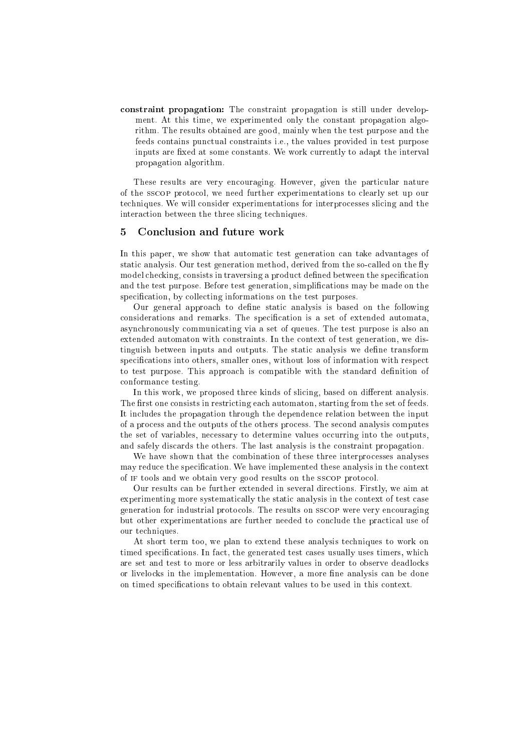**constraint propagation:** The constraint propagation is still under development. At this time, we experimented only the constant propagation algorithm. The results obtained are good, mainly when the test purpose and the feeds contains punctual constraints i.e., the values provided in test purpose inputs are fixed at some constants. We work currently to adapt the interval propagation algorithm.

These results are very encouraging. However, given the particular nature of the SSCOP protocol, we need further experimentations to clearly set up our techniques. We will consider experimentations for interprocesses slicing and the interaction between the three slicing techniques.

## 5 Conclusion and future work

In this paper, we show that automatic test generation can take advantages of static analysis. Our test generation method, derived from the so-called on the fly model checking, consists in traversing a product defined between the specification and the test purpose. Before test generation, simplifications may be made on the specification, by collecting informations on the test purposes.

Our general approach to define static analysis is based on the following considerations and remarks. The specification is a set of extended automata, asynchronously communicating via a set of queues. The test purpose is also an extended automaton with constraints. In the context of test generation, we distinguish between inputs and outputs. The static analysis we define transform specifications into others, smaller ones, without loss of information with respect to test purpose. This approach is compatible with the standard definition of conformance testing.

In this work, we proposed three kinds of slicing, based on different analysis. The first one consists in restricting each automaton, starting from the set of feeds. It includes the propagation through the dependence relation between the input of a process and the outputs of the others process. The second analysis computes the set of variables, necessary to determine values occurring into the outputs, and safely discards the others. The last analysis is the constraint propagation.

We have shown that the combination of these three interprocesses analyses may reduce the specification. We have implemented these analysis in the context of IF tools and we obtain very good results on the SSCOP protocol.

Our results can be further extended in several directions. Firstly, we aim at experimenting more systematically the static analysis in the context of test case generation for industrial protocols. The results on SSCOP were very encouraging but other experimentations are further needed to conclude the practical use of our techniques.

At short term too, we plan to extend these analysis techniques to work on timed specifications. In fact, the generated test cases usually uses timers, which are set and test to more or less arbitrarily values in order to observe deadlocks or livelocks in the implementation. However, a more fine analysis can be done on timed specifications to obtain relevant values to be used in this context.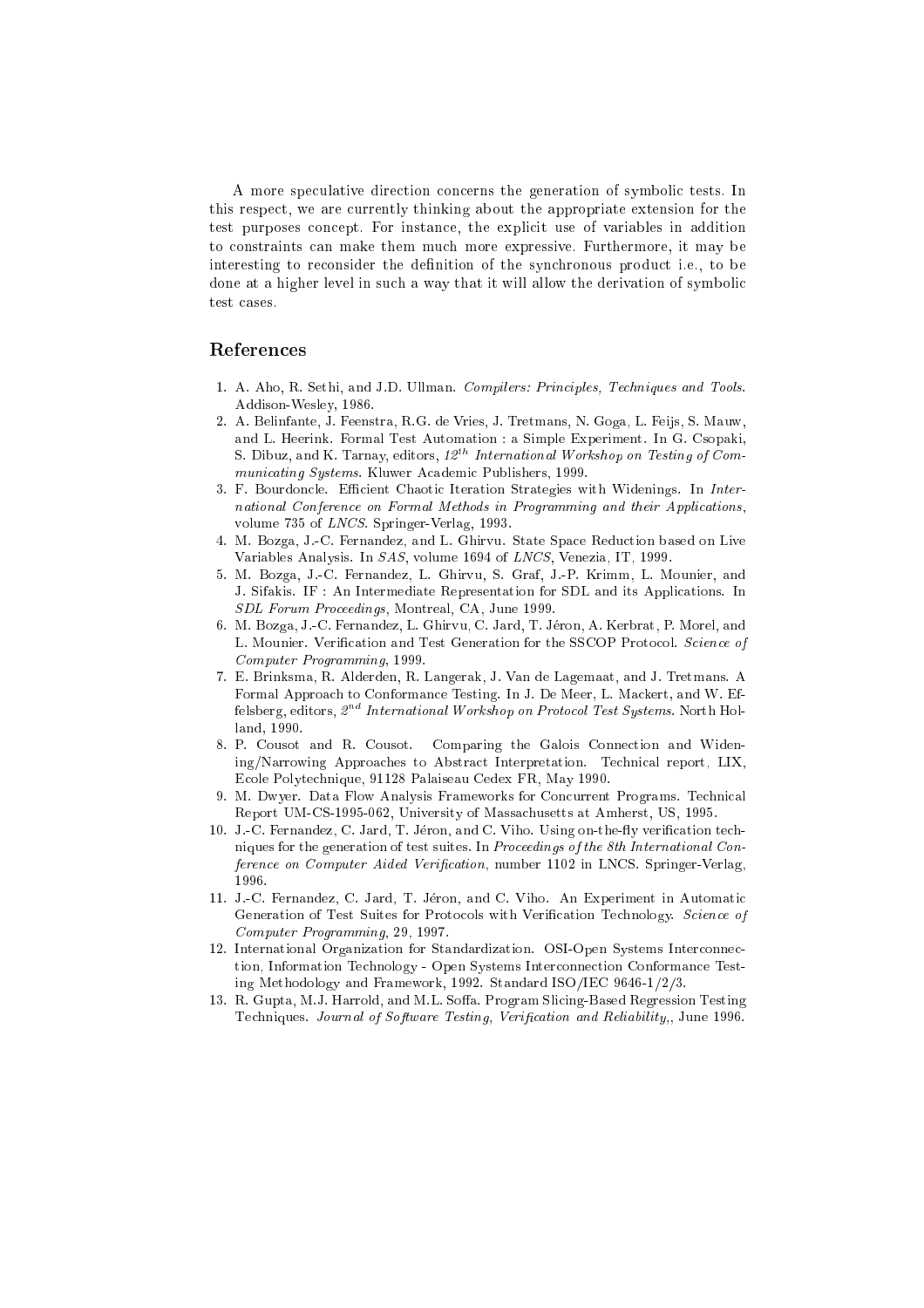A more speculative direction concerns the generation of symbolic tests. In this respect, we are currently thinking about the appropriate extension for the test purposes concept. For instance, the explicit use of variables in addition to constraints can make them much more expressive. Furthermore, it may be interesting to reconsider the definition of the synchronous product i.e., to be done at a higher level in such a way that it will allow the derivation of symbolic test cases.

## References

1. A. Aho, R. Sethi, and J.D. Ullman. *Compilers: Principles, Techniques and Tools*. Addison-Wesley, 1986.
2. A. Belinfante, J. Feenstra, R.G. de Vries, J. Tretmans, N. Goga, L. Feijs, S. Mauw, and L. Heerink. Formal Test Automation : a Simple Experiment. In G. Csopaki, S. Dibuz, and K. Tarnay, editors, *12th International Workshop on Testing of Communicating Systems*. Kluwer Academic Publishers, 1999.
3. F. Bourdoncle. Efficient Chaotic Iteration Strategies with Widenings. In *International Conference on Formal Methods in Programming and their Applications*, volume 735 of *LNCS*. Springer-Verlag, 1993.
4. M. Bozga, J.-C. Fernandez, and L. Ghirvu. State Space Reduction based on Live Variables Analysis. In *SAS*, volume 1694 of *LNCS*, Venezia, IT, 1999.
5. M. Bozga, J.-C. Fernandez, L. Ghirvu, S. Graf, J.-P. Krimm, L. Mounier, and J. Sifakis. IF : An Intermediate Representation for SDL and its Applications. In *SDL Forum Proceedings*, Montreal, CA, June 1999.
6. M. Bozga, J.-C. Fernandez, L. Ghirvu, C. Jard, T. Jéron, A. Kerbrat, P. Morel, and L. Mounier. Verification and Test Generation for the SSCOP Protocol. *Science of Computer Programming*, 1999.
7. E. Brinksma, R. Alderden, R. Langerak, J. Van de Lagemaat, and J. Tretmans. A Formal Approach to Conformance Testing. In J. De Meer, L. Mackert, and W. Effelsberg, editors, *2nd International Workshop on Protocol Test Systems*. North Holland, 1990.
8. P. Cousot and R. Cousot. Comparing the Galois Connection and Widening/Narrowing Approaches to Abstract Interpretation. Technical report, LIX, Ecole Polytechnique, 91128 Palaiseau Cedex FR, May 1990.
9. M. Dwyer. Data Flow Analysis Frameworks for Concurrent Programs. Technical Report UM-CS-1995-062, University of Massachusetts at Amherst, US, 1995.
10. J.-C. Fernandez, C. Jard, T. Jéron, and C. Viho. Using on-the-fly verification techniques for the generation of test suites. In *Proceedings of the 8th International Conference on Computer Aided Verification*, number 1102 in LNCS. Springer-Verlag, 1996.
11. J.-C. Fernandez, C. Jard, T. Jéron, and C. Viho. An Experiment in Automatic Generation of Test Suites for Protocols with Verification Technology. *Science of Computer Programming*, 29, 1997.
12. International Organization for Standardization. OSI-Open Systems Interconnection, Information Technology - Open Systems Interconnection Conformance Testing Methodology and Framework, 1992. Standard ISO/IEC 9646-1/2/3.
13. R. Gupta, M.J. Harrold, and M.L. Soffa. Program Slicing-Based Regression Testing Techniques. *Journal of Software Testing, Verification and Reliability*, June 1996.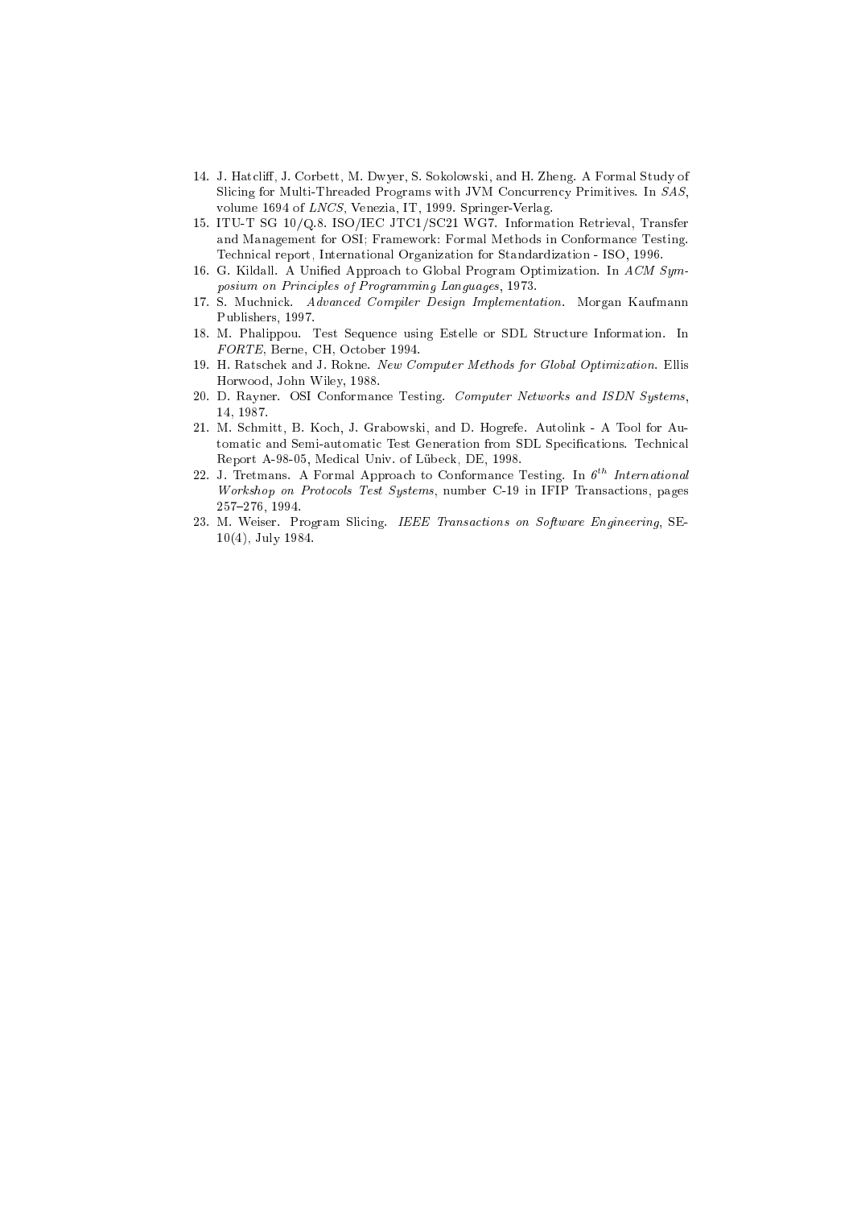14. J. Hatcliff, J. Corbett, M. Dwyer, S. Sokolowski, and H. Zheng. A Formal Study of Slicing for Multi-Threaded Programs with JVM Concurrency Primitives. In *SAS*, volume 1694 of *LNCS*, Venezia, IT, 1999. Springer-Verlag.
15. ITU-T SG 10/Q.8. ISO/IEC JTC1/SC21 WG7. Information Retrieval, Transfer and Management for OSI; Framework: Formal Methods in Conformance Testing. Technical report, International Organization for Standardization - ISO, 1996.
16. G. Kildall. A Unified Approach to Global Program Optimization. In *ACM Symposium on Principles of Programming Languages*, 1973.
17. S. Muchnick. *Advanced Compiler Design Implementation*. Morgan Kaufmann Publishers, 1997.
18. M. Phalippou. Test Sequence using Estelle or SDL Structure Information. In *FORTE*, Berne, CH, October 1994.
19. H. Ratschek and J. Rokne. *New Computer Methods for Global Optimization*. Ellis Horwood, John Wiley, 1988.
20. D. Rayner. OSI Conformance Testing. *Computer Networks and ISDN Systems*, 14, 1987.
21. M. Schmitt, B. Koch, J. Grabowski, and D. Hogrefe. Autolink - A Tool for Automatic and Semi-automatic Test Generation from SDL Specifications. Technical Report A-98-05, Medical Univ. of Lübeck, DE, 1998.
22. J. Tretmans. A Formal Approach to Conformance Testing. In *6$^{th}$ International Workshop on Protocols Test Systems*, number C-19 in IFIP Transactions, pages 257–276, 1994.
23. M. Weiser. Program Slicing. *IEEE Transactions on Software Engineering*, SE-10(4), July 1984.